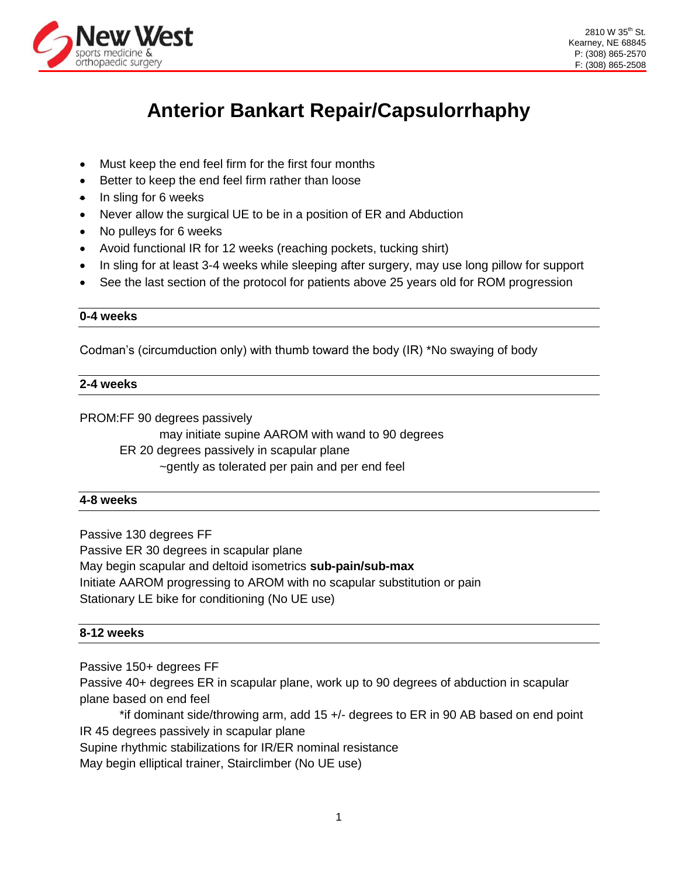New West sports medicine & orthopaedic surgery

2810 W 35th St.
Kearney, NE 68845
P: (308) 865-2570
F: (308) 865-2508

# Anterior Bankart Repair/Capsulorrhaphy

- Must keep the end feel firm for the first four months
- Better to keep the end feel firm rather than loose
- In sling for 6 weeks
- Never allow the surgical UE to be in a position of ER and Abduction
- No pulleys for 6 weeks
- Avoid functional IR for 12 weeks (reaching pockets, tucking shirt)
- In sling for at least 3-4 weeks while sleeping after surgery, may use long pillow for support
- See the last section of the protocol for patients above 25 years old for ROM progression

## 0-4 weeks

Codman's (circumduction only) with thumb toward the body (IR) *No swaying of body

## 2-4 weeks

PROM:FF 90 degrees passively
  may initiate supine AAROM with wand to 90 degrees
 ER 20 degrees passively in scapular plane
  ~gently as tolerated per pain and per end feel

## 4-8 weeks

Passive 130 degrees FF
Passive ER 30 degrees in scapular plane
May begin scapular and deltoid isometrics **sub-pain/sub-max**
Initiate AAROM progressing to AROM with no scapular substitution or pain
Stationary LE bike for conditioning (No UE use)

## 8-12 weeks

Passive 150+ degrees FF
Passive 40+ degrees ER in scapular plane, work up to 90 degrees of abduction in scapular plane based on end feel
 *if dominant side/throwing arm, add 15 +/- degrees to ER in 90 AB based on end point
IR 45 degrees passively in scapular plane
Supine rhythmic stabilizations for IR/ER nominal resistance
May begin elliptical trainer, Stairclimber (No UE use)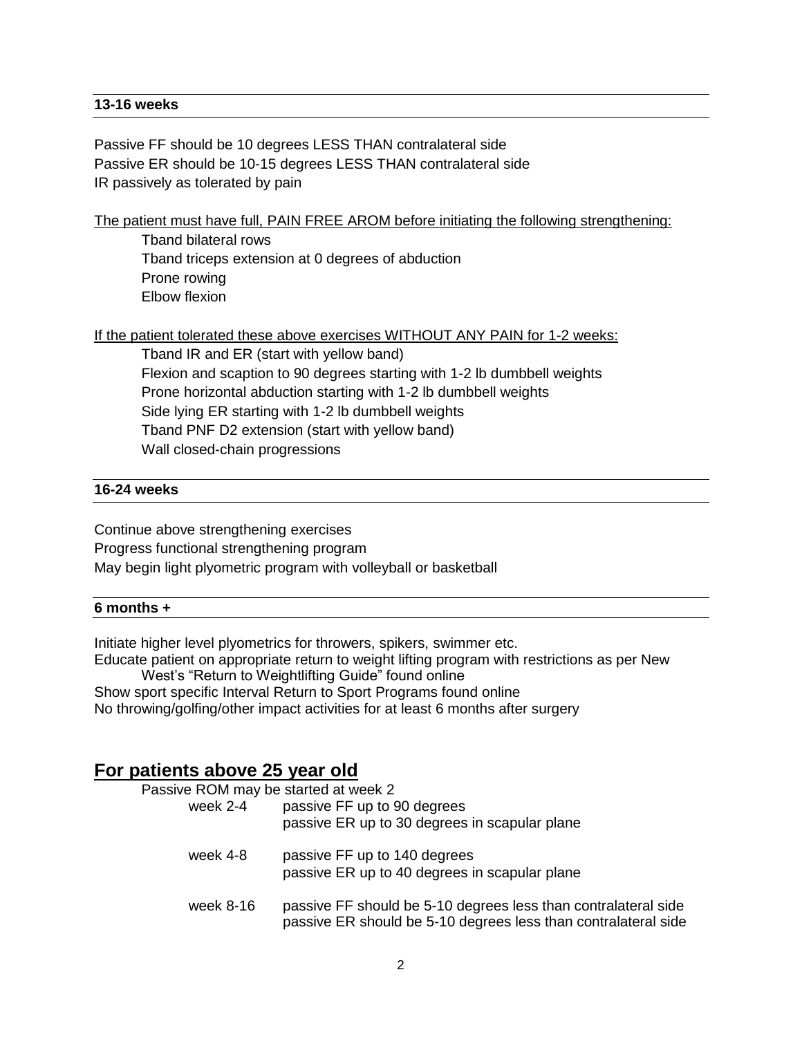**13-16 weeks**

Passive FF should be 10 degrees LESS THAN contralateral side
Passive ER should be 10-15 degrees LESS THAN contralateral side
IR passively as tolerated by pain

<u>The patient must have full, PAIN FREE AROM before initiating the following strengthening:</u>

- Tband bilateral rows
- Tband triceps extension at 0 degrees of abduction
- Prone rowing
- Elbow flexion

<u>If the patient tolerated these above exercises WITHOUT ANY PAIN for 1-2 weeks:</u>

- Tband IR and ER (start with yellow band)
- Flexion and scaption to 90 degrees starting with 1-2 lb dumbbell weights
- Prone horizontal abduction starting with 1-2 lb dumbbell weights
- Side lying ER starting with 1-2 lb dumbbell weights
- Tband PNF D2 extension (start with yellow band)
- Wall closed-chain progressions

**16-24 weeks**

Continue above strengthening exercises
Progress functional strengthening program
May begin light plyometric program with volleyball or basketball

**6 months +**

Initiate higher level plyometrics for throwers, spikers, swimmer etc.
Educate patient on appropriate return to weight lifting program with restrictions as per New West's "Return to Weightlifting Guide" found online
Show sport specific Interval Return to Sport Programs found online
No throwing/golfing/other impact activities for at least 6 months after surgery

## For patients above 25 year old

Passive ROM may be started at week 2

| | |
|---|---|
| week 2-4 | passive FF up to 90 degrees<br>passive ER up to 30 degrees in scapular plane |
| week 4-8 | passive FF up to 140 degrees<br>passive ER up to 40 degrees in scapular plane |
| week 8-16 | passive FF should be 5-10 degrees less than contralateral side<br>passive ER should be 5-10 degrees less than contralateral side |